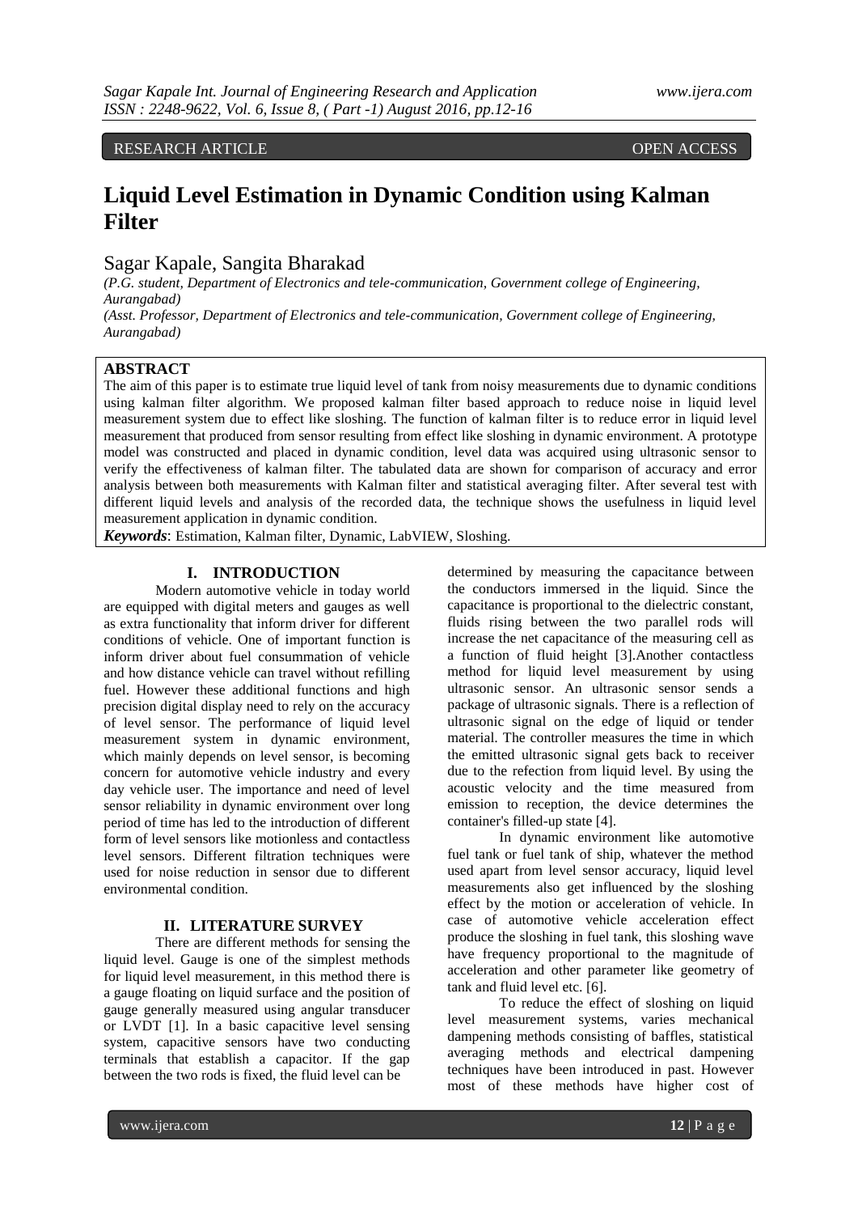RESEARCH ARTICLE OPEN ACCESS

# Liquid Level Estimation in Dynamic Condition using Kalman Filter

Sagar Kapale, Sangita Bharakad

*(P.G. student, Department of Electronics and tele-communication, Government college of Engineering, Aurangabad)*
*(Asst. Professor, Department of Electronics and tele-communication, Government college of Engineering, Aurangabad)*

## ABSTRACT

The aim of this paper is to estimate true liquid level of tank from noisy measurements due to dynamic conditions using kalman filter algorithm. We proposed kalman filter based approach to reduce noise in liquid level measurement system due to effect like sloshing. The function of kalman filter is to reduce error in liquid level measurement that produced from sensor resulting from effect like sloshing in dynamic environment. A prototype model was constructed and placed in dynamic condition, level data was acquired using ultrasonic sensor to verify the effectiveness of kalman filter. The tabulated data are shown for comparison of accuracy and error analysis between both measurements with Kalman filter and statistical averaging filter. After several test with different liquid levels and analysis of the recorded data, the technique shows the usefulness in liquid level measurement application in dynamic condition.

***Keywords***: Estimation, Kalman filter, Dynamic, LabVIEW, Sloshing.

## I. INTRODUCTION

Modern automotive vehicle in today world are equipped with digital meters and gauges as well as extra functionality that inform driver for different conditions of vehicle. One of important function is inform driver about fuel consummation of vehicle and how distance vehicle can travel without refilling fuel. However these additional functions and high precision digital display need to rely on the accuracy of level sensor. The performance of liquid level measurement system in dynamic environment, which mainly depends on level sensor, is becoming concern for automotive vehicle industry and every day vehicle user. The importance and need of level sensor reliability in dynamic environment over long period of time has led to the introduction of different form of level sensors like motionless and contactless level sensors. Different filtration techniques were used for noise reduction in sensor due to different environmental condition.

## II. LITERATURE SURVEY

There are different methods for sensing the liquid level. Gauge is one of the simplest methods for liquid level measurement, in this method there is a gauge floating on liquid surface and the position of gauge generally measured using angular transducer or LVDT [1]. In a basic capacitive level sensing system, capacitive sensors have two conducting terminals that establish a capacitor. If the gap between the two rods is fixed, the fluid level can be determined by measuring the capacitance between the conductors immersed in the liquid. Since the capacitance is proportional to the dielectric constant, fluids rising between the two parallel rods will increase the net capacitance of the measuring cell as a function of fluid height [3].Another contactless method for liquid level measurement by using ultrasonic sensor. An ultrasonic sensor sends a package of ultrasonic signals. There is a reflection of ultrasonic signal on the edge of liquid or tender material. The controller measures the time in which the emitted ultrasonic signal gets back to receiver due to the refection from liquid level. By using the acoustic velocity and the time measured from emission to reception, the device determines the container's filled-up state [4].

In dynamic environment like automotive fuel tank or fuel tank of ship, whatever the method used apart from level sensor accuracy, liquid level measurements also get influenced by the sloshing effect by the motion or acceleration of vehicle. In case of automotive vehicle acceleration effect produce the sloshing in fuel tank, this sloshing wave have frequency proportional to the magnitude of acceleration and other parameter like geometry of tank and fluid level etc. [6].

To reduce the effect of sloshing on liquid level measurement systems, varies mechanical dampening methods consisting of baffles, statistical averaging methods and electrical dampening techniques have been introduced in past. However most of these methods have higher cost of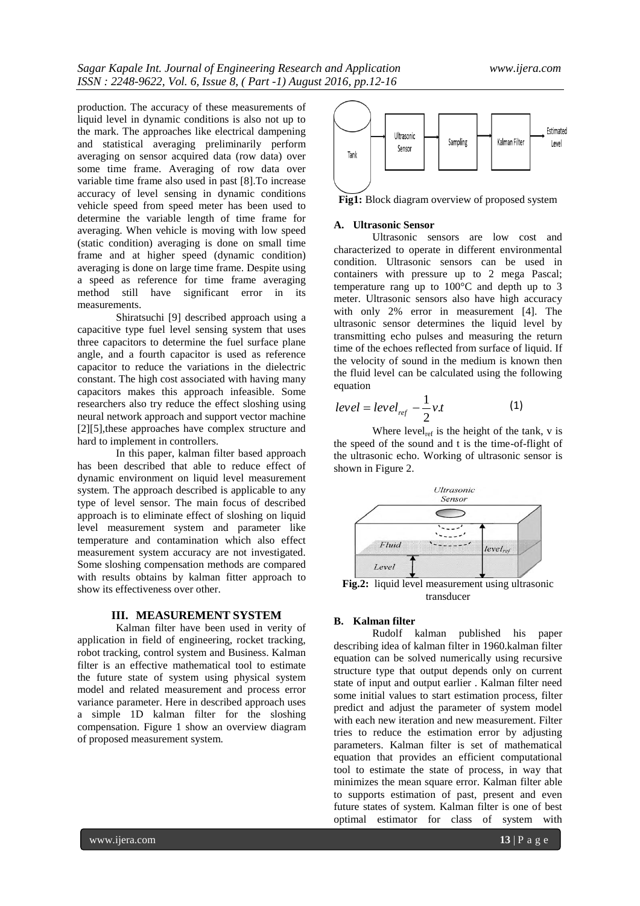production. The accuracy of these measurements of liquid level in dynamic conditions is also not up to the mark. The approaches like electrical dampening and statistical averaging preliminarily perform averaging on sensor acquired data (row data) over some time frame. Averaging of row data over variable time frame also used in past [8].To increase accuracy of level sensing in dynamic conditions vehicle speed from speed meter has been used to determine the variable length of time frame for averaging. When vehicle is moving with low speed (static condition) averaging is done on small time frame and at higher speed (dynamic condition) averaging is done on large time frame. Despite using a speed as reference for time frame averaging method still have significant error in its measurements.

Shiratsuchi [9] described approach using a capacitive type fuel level sensing system that uses three capacitors to determine the fuel surface plane angle, and a fourth capacitor is used as reference capacitor to reduce the variations in the dielectric constant. The high cost associated with having many capacitors makes this approach infeasible. Some researchers also try reduce the effect sloshing using neural network approach and support vector machine [2][5],these approaches have complex structure and hard to implement in controllers.

In this paper, kalman filter based approach has been described that able to reduce effect of dynamic environment on liquid level measurement system. The approach described is applicable to any type of level sensor. The main focus of described approach is to eliminate effect of sloshing on liquid level measurement system and parameter like temperature and contamination which also effect measurement system accuracy are not investigated. Some sloshing compensation methods are compared with results obtains by kalman fitter approach to show its effectiveness over other.

## III. MEASUREMENT SYSTEM

Kalman filter have been used in verity of application in field of engineering, rocket tracking, robot tracking, control system and Business. Kalman filter is an effective mathematical tool to estimate the future state of system using physical system model and related measurement and process error variance parameter. Here in described approach uses a simple 1D kalman filter for the sloshing compensation. Figure 1 show an overview diagram of proposed measurement system.

**Fig1:** Block diagram overview of proposed system

### A. Ultrasonic Sensor

Ultrasonic sensors are low cost and characterized to operate in different environmental condition. Ultrasonic sensors can be used in containers with pressure up to 2 mega Pascal; temperature rang up to 100°C and depth up to 3 meter. Ultrasonic sensors also have high accuracy with only 2% error in measurement [4]. The ultrasonic sensor determines the liquid level by transmitting echo pulses and measuring the return time of the echoes reflected from surface of liquid. If the velocity of sound in the medium is known then the fluid level can be calculated using the following equation

$$level = level_{ref} - \frac{1}{2} v.t \qquad (1)$$

Where $level_{ref}$ is the height of the tank, v is the speed of the sound and t is the time-of-flight of the ultrasonic echo. Working of ultrasonic sensor is shown in Figure 2.

**Fig.2:** liquid level measurement using ultrasonic transducer

### B. Kalman filter

Rudolf kalman published his paper describing idea of kalman filter in 1960.kalman filter equation can be solved numerically using recursive structure type that output depends only on current state of input and output earlier . Kalman filter need some initial values to start estimation process, filter predict and adjust the parameter of system model with each new iteration and new measurement. Filter tries to reduce the estimation error by adjusting parameters. Kalman filter is set of mathematical equation that provides an efficient computational tool to estimate the state of process, in way that minimizes the mean square error. Kalman filter able to supports estimation of past, present and even future states of system. Kalman filter is one of best optimal estimator for class of system with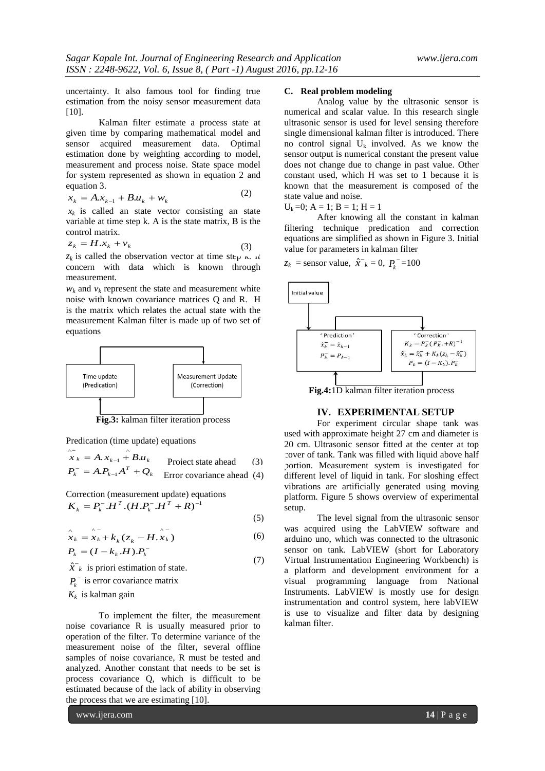uncertainty. It also famous tool for finding true estimation from the noisy sensor measurement data [10].

Kalman filter estimate a process state at given time by comparing mathematical model and sensor acquired measurement data. Optimal estimation done by weighting according to model, measurement and process noise. State space model for system represented as shown in equation 2 and equation 3.

$$x_k = A.x_{k-1} + B.u_k + w_k \tag{2}$$

$x_k$ is called an state vector consisting an state variable at time step k. A is the state matrix, B is the control matrix.

$$z_k = H.x_k + v_k \tag{3}$$

$z_k$ is called the observation vector at time step k. It concern with data which is known through measurement.

$w_k$ and $v_k$ represent the state and measurement white noise with known covariance matrices Q and R. H is the matrix which relates the actual state with the measurement Kalman filter is made up of two set of equations

Time update (Predication) → Measurement Update (Correction)

**Fig.3:** kalman filter iteration process

Predication (time update) equations

$$\hat{x}_k^- = A.\hat{x}_{k-1} + B.u_k \quad \text{Project state ahead} \tag{3}$$

$$P_k^- = A.P_{k-1}A^T + Q_k \quad \text{Error covariance ahead} \tag{4}$$

Correction (measurement update) equations

$$K_k = P_k^-.H^T.(H.P_k^-.H^T + R)^{-1} \tag{5}$$

$$\hat{x}_k = \hat{x}_k^- + k_k(z_k - H.\hat{x}_k^-) \tag{6}$$

$$P_k = (I - k_k.H).P_k^- \tag{7}$$

$\hat{X}^-_k$ is priori estimation of state.

$P_k^-$ is error covariance matrix

$K_k$ is kalman gain

To implement the filter, the measurement noise covariance R is usually measured prior to operation of the filter. To determine variance of the measurement noise of the filter, several offline samples of noise covariance, R must be tested and analyzed. Another constant that needs to be set is process covariance Q, which is difficult to be estimated because of the lack of ability in observing the process that we are estimating [10].

**C. Real problem modeling**

Analog value by the ultrasonic sensor is numerical and scalar value. In this research single ultrasonic sensor is used for level sensing therefore single dimensional kalman filter is introduced. There no control signal $U_k$ involved. As we know the sensor output is numerical constant the present value does not change due to change in past value. Other constant used, which H was set to 1 because it is known that the measurement is composed of the state value and noise.

$U_k = 0$; $A = 1$; $B = 1$; $H = 1$

After knowing all the constant in kalman filtering technique predication and correction equations are simplified as shown in Figure 3. Initial value for parameters in kalman filter

$z_k$ = sensor value, $\hat{x}^-_k = 0$, $P_k^- = 100$

Initial value → 'Prediction': $\hat{x}_k^- = \hat{x}_{k-1}$, $P_k^- = P_{k-1}$ ; 'Correction': $K_k = P_k^-(P_k^- + R)^{-1}$, $\hat{x}_k = \hat{x}_k^- + K_k(z_k - \hat{x}_k^-)$, $P_k = (I - K_k).P_k^-$

**Fig.4:** 1D kalman filter iteration process

## IV. EXPERIMENTAL SETUP

For experiment circular shape tank was used with approximate height 27 cm and diameter is 20 cm. Ultrasonic sensor fitted at the center at top cover of tank. Tank was filled with liquid above half portion. Measurement system is investigated for different level of liquid in tank. For sloshing effect vibrations are artificially generated using moving platform. Figure 5 shows overview of experimental setup.

The level signal from the ultrasonic sensor was acquired using the LabVIEW software and arduino uno, which was connected to the ultrasonic sensor on tank. LabVIEW (short for Laboratory Virtual Instrumentation Engineering Workbench) is a platform and development environment for a visual programming language from National Instruments. LabVIEW is mostly use for design instrumentation and control system, here labVIEW is use to visualize and filter data by designing kalman filter.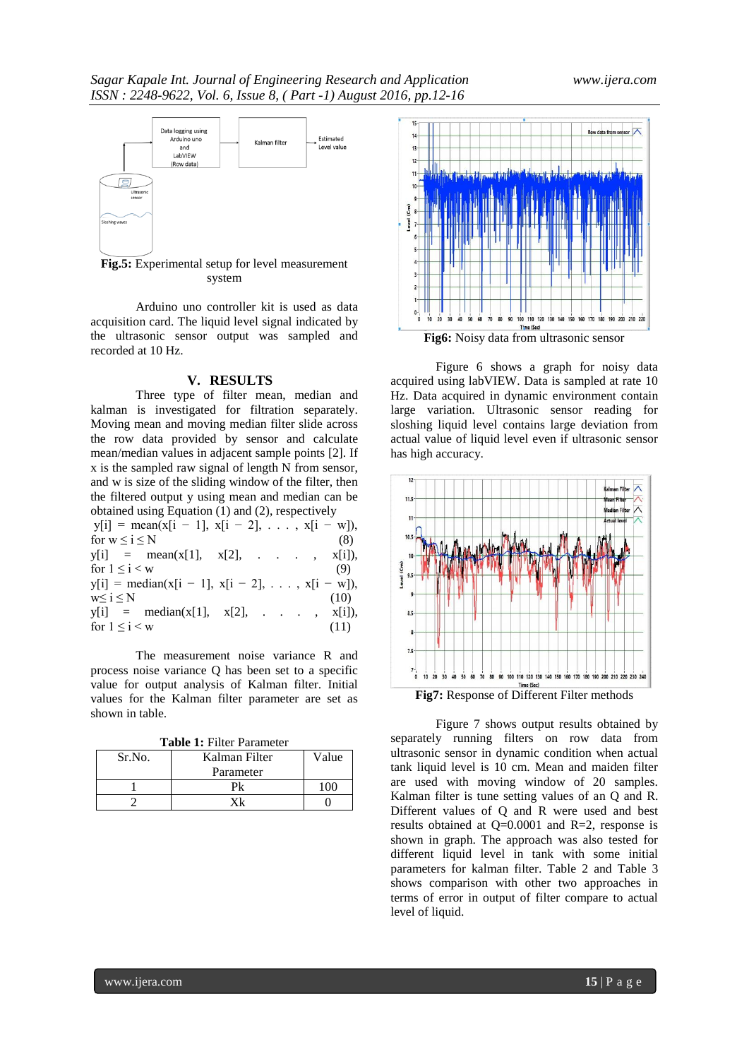**Fig.5:** Experimental setup for level measurement system

Arduino uno controller kit is used as data acquisition card. The liquid level signal indicated by the ultrasonic sensor output was sampled and recorded at 10 Hz.

## V. RESULTS

Three type of filter mean, median and kalman is investigated for filtration separately. Moving mean and moving median filter slide across the row data provided by sensor and calculate mean/median values in adjacent sample points [2]. If x is the sampled raw signal of length N from sensor, and w is size of the sliding window of the filter, then the filtered output y using mean and median can be obtained using Equation (1) and (2), respectively

$$y[i] = \text{mean}(x[i-1], x[i-2], \ldots, x[i-w]), \quad \text{for } w \le i \le N \quad (8)$$

$$y[i] = \text{mean}(x[1], x[2], \ldots, x[i]), \quad \text{for } 1 \le i < w \quad (9)$$

$$y[i] = \text{median}(x[i-1], x[i-2], \ldots, x[i-w]), \quad w \le i \le N \quad (10)$$

$$y[i] = \text{median}(x[1], x[2], \ldots, x[i]), \quad \text{for } 1 \le i < w \quad (11)$$

The measurement noise variance R and process noise variance Q has been set to a specific value for output analysis of Kalman filter. Initial values for the Kalman filter parameter are set as shown in table.

**Table 1:** Filter Parameter

| Sr.No. | Kalman Filter Parameter | Value |
|---|---|---|
| 1 | Pk | 100 |
| 2 | Xk | 0 |

**Fig6:** Noisy data from ultrasonic sensor

Figure 6 shows a graph for noisy data acquired using labVIEW. Data is sampled at rate 10 Hz. Data acquired in dynamic environment contain large variation. Ultrasonic sensor reading for sloshing liquid level contains large deviation from actual value of liquid level even if ultrasonic sensor has high accuracy.

**Fig7:** Response of Different Filter methods

Figure 7 shows output results obtained by separately running filters on row data from ultrasonic sensor in dynamic condition when actual tank liquid level is 10 cm. Mean and maiden filter are used with moving window of 20 samples. Kalman filter is tune setting values of an Q and R. Different values of Q and R were used and best results obtained at Q=0.0001 and R=2, response is shown in graph. The approach was also tested for different liquid level in tank with some initial parameters for kalman filter. Table 2 and Table 3 shows comparison with other two approaches in terms of error in output of filter compare to actual level of liquid.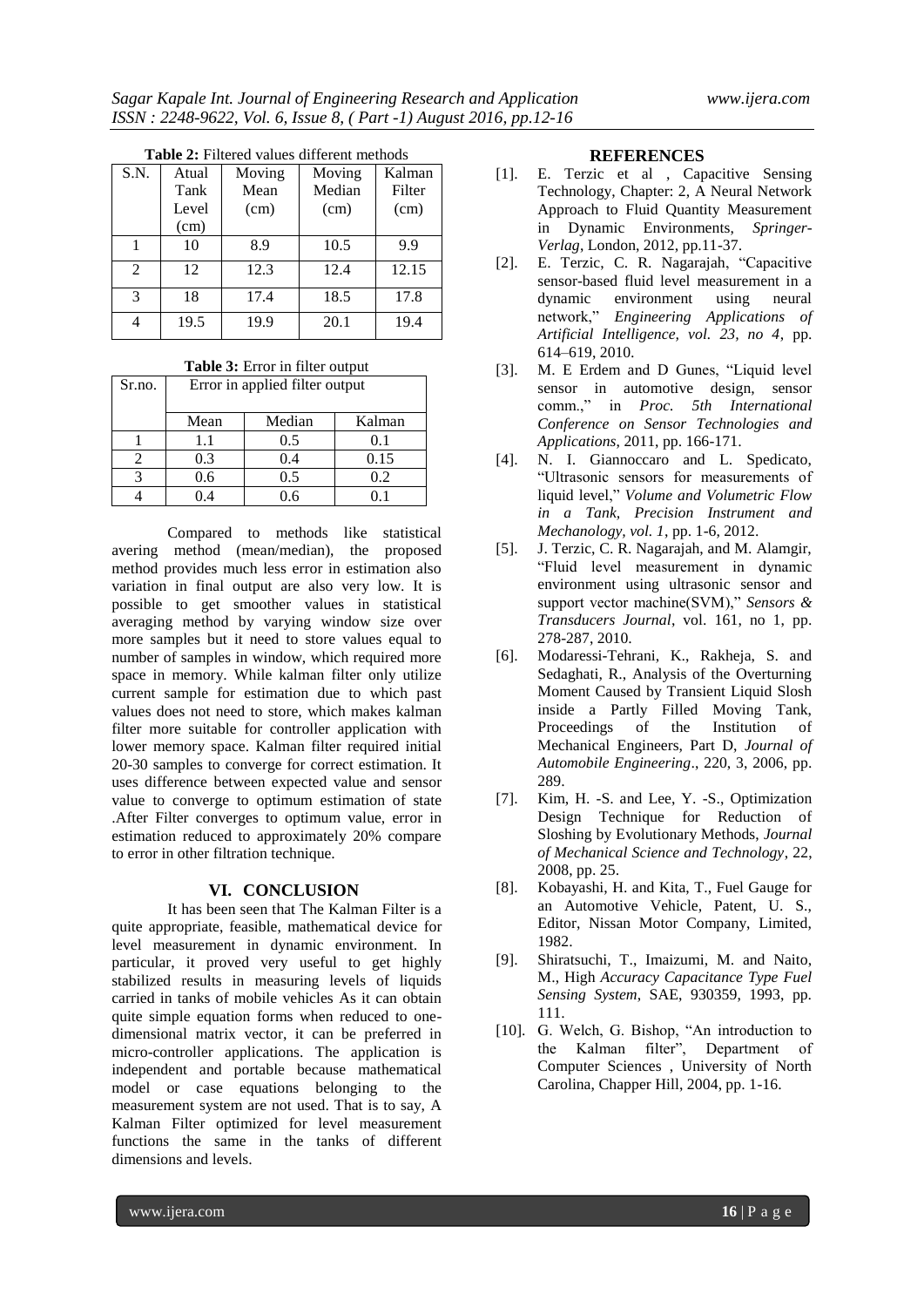**Table 2:** Filtered values different methods

| S.N. | Atual Tank Level (cm) | Moving Mean (cm) | Moving Median (cm) | Kalman Filter (cm) |
|---|---|---|---|---|
| 1 | 10 | 8.9 | 10.5 | 9.9 |
| 2 | 12 | 12.3 | 12.4 | 12.15 |
| 3 | 18 | 17.4 | 18.5 | 17.8 |
| 4 | 19.5 | 19.9 | 20.1 | 19.4 |

**Table 3:** Error in filter output

| Sr.no. | Error in applied filter output | | |
|---|---|---|---|
| | Mean | Median | Kalman |
| 1 | 1.1 | 0.5 | 0.1 |
| 2 | 0.3 | 0.4 | 0.15 |
| 3 | 0.6 | 0.5 | 0.2 |
| 4 | 0.4 | 0.6 | 0.1 |

Compared to methods like statistical avering method (mean/median), the proposed method provides much less error in estimation also variation in final output are also very low. It is possible to get smoother values in statistical averaging method by varying window size over more samples but it need to store values equal to number of samples in window, which required more space in memory. While kalman filter only utilize current sample for estimation due to which past values does not need to store, which makes kalman filter more suitable for controller application with lower memory space. Kalman filter required initial 20-30 samples to converge for correct estimation. It uses difference between expected value and sensor value to converge to optimum estimation of state .After Filter converges to optimum value, error in estimation reduced to approximately 20% compare to error in other filtration technique.

## VI. CONCLUSION

It has been seen that The Kalman Filter is a quite appropriate, feasible, mathematical device for level measurement in dynamic environment. In particular, it proved very useful to get highly stabilized results in measuring levels of liquids carried in tanks of mobile vehicles As it can obtain quite simple equation forms when reduced to one-dimensional matrix vector, it can be preferred in micro-controller applications. The application is independent and portable because mathematical model or case equations belonging to the measurement system are not used. That is to say, A Kalman Filter optimized for level measurement functions the same in the tanks of different dimensions and levels.

## REFERENCES

[1]. E. Terzic et al , Capacitive Sensing Technology, Chapter: 2, A Neural Network Approach to Fluid Quantity Measurement in Dynamic Environments, *Springer-Verlag*, London, 2012, pp.11-37.

[2]. E. Terzic, C. R. Nagarajah, "Capacitive sensor-based fluid level measurement in a dynamic environment using neural network," *Engineering Applications of Artificial Intelligence, vol. 23, no 4*, pp. 614–619, 2010.

[3]. M. E Erdem and D Gunes, "Liquid level sensor in automotive design, sensor comm.," in *Proc. 5th International Conference on Sensor Technologies and Applications*, 2011, pp. 166-171.

[4]. N. I. Giannoccaro and L. Spedicato, "Ultrasonic sensors for measurements of liquid level," *Volume and Volumetric Flow in a Tank, Precision Instrument and Mechanology, vol. 1*, pp. 1-6, 2012.

[5]. J. Terzic, C. R. Nagarajah, and M. Alamgir, "Fluid level measurement in dynamic environment using ultrasonic sensor and support vector machine(SVM)," *Sensors & Transducers Journal*, vol. 161, no 1, pp. 278-287, 2010.

[6]. Modaressi-Tehrani, K., Rakheja, S. and Sedaghati, R., Analysis of the Overturning Moment Caused by Transient Liquid Slosh inside a Partly Filled Moving Tank, Proceedings of the Institution of Mechanical Engineers, Part D, *Journal of Automobile Engineering*., 220, 3, 2006, pp. 289.

[7]. Kim, H. -S. and Lee, Y. -S., Optimization Design Technique for Reduction of Sloshing by Evolutionary Methods, *Journal of Mechanical Science and Technology*, 22, 2008, pp. 25.

[8]. Kobayashi, H. and Kita, T., Fuel Gauge for an Automotive Vehicle, Patent, U. S., Editor, Nissan Motor Company, Limited, 1982.

[9]. Shiratsuchi, T., Imaizumi, M. and Naito, M., High *Accuracy Capacitance Type Fuel Sensing System*, SAE, 930359, 1993, pp. 111.

[10]. G. Welch, G. Bishop, "An introduction to the Kalman filter", Department of Computer Sciences , University of North Carolina, Chapper Hill, 2004, pp. 1-16.